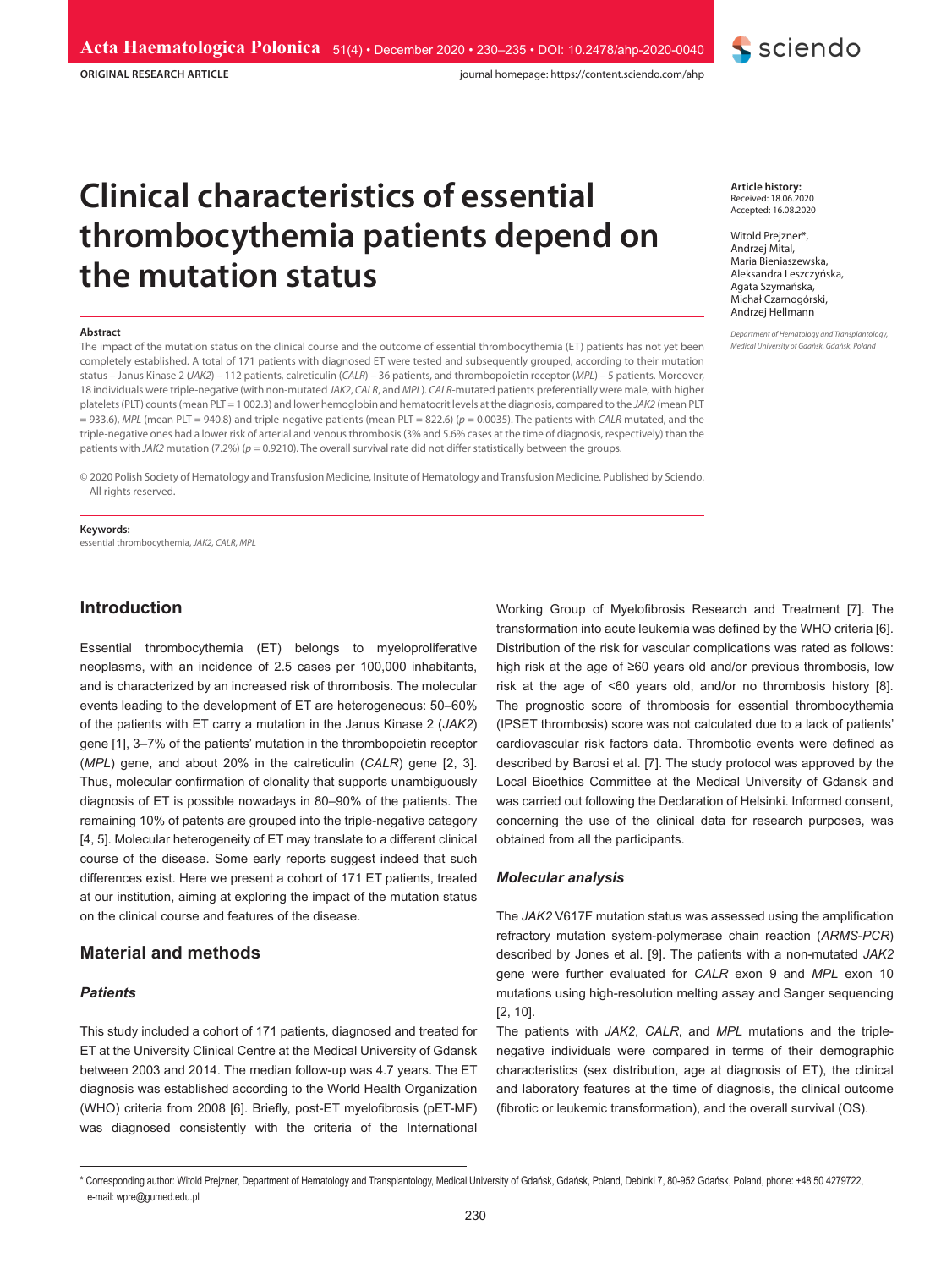ORIGINAL RESEARCH ARTICLE

# Clinical characteristics of essential thrombocythemia patients depend on the mutation status

**Article history:**
Received: 18.06.2020
Accepted: 16.08.2020

Witold Prejzner*, Andrzej Mital, Maria Bieniaszewska, Aleksandra Leszczyńska, Agata Szymańska, Michał Czarnogórski, Andrzej Hellmann

*Department of Hematology and Transplantology, Medical University of Gdańsk, Gdańsk, Poland*

### Abstract

The impact of the mutation status on the clinical course and the outcome of essential thrombocythemia (ET) patients has not yet been completely established. A total of 171 patients with diagnosed ET were tested and subsequently grouped, according to their mutation status – Janus Kinase 2 (*JAK2*) – 112 patients, calreticulin (*CALR*) – 36 patients, and thrombopoietin receptor (*MPL*) – 5 patients. Moreover, 18 individuals were triple-negative (with non-mutated *JAK2*, *CALR*, and *MPL*). *CALR*-mutated patients preferentially were male, with higher platelets (PLT) counts (mean PLT = 1 002.3) and lower hemoglobin and hematocrit levels at the diagnosis, compared to the *JAK2* (mean PLT = 933.6), *MPL* (mean PLT = 940.8) and triple-negative patients (mean PLT = 822.6) ($p = 0.0035$). The patients with *CALR* mutated, and the triple-negative ones had a lower risk of arterial and venous thrombosis (3% and 5.6% cases at the time of diagnosis, respectively) than the patients with *JAK2* mutation (7.2%) ($p = 0.9210$). The overall survival rate did not differ statistically between the groups.

© 2020 Polish Society of Hematology and Transfusion Medicine, Insitute of Hematology and Transfusion Medicine. Published by Sciendo. All rights reserved.

**Keywords:**
essential thrombocythemia, *JAK2*, *CALR*, *MPL*

## Introduction

Essential thrombocythemia (ET) belongs to myeloproliferative neoplasms, with an incidence of 2.5 cases per 100,000 inhabitants, and is characterized by an increased risk of thrombosis. The molecular events leading to the development of ET are heterogeneous: 50–60% of the patients with ET carry a mutation in the Janus Kinase 2 (*JAK2*) gene [1], 3–7% of the patients' mutation in the thrombopoietin receptor (*MPL*) gene, and about 20% in the calreticulin (*CALR*) gene [2, 3]. Thus, molecular confirmation of clonality that supports unambiguously diagnosis of ET is possible nowadays in 80–90% of the patients. The remaining 10% of patents are grouped into the triple-negative category [4, 5]. Molecular heterogeneity of ET may translate to a different clinical course of the disease. Some early reports suggest indeed that such differences exist. Here we present a cohort of 171 ET patients, treated at our institution, aiming at exploring the impact of the mutation status on the clinical course and features of the disease.

## Material and methods

### Patients

This study included a cohort of 171 patients, diagnosed and treated for ET at the University Clinical Centre at the Medical University of Gdansk between 2003 and 2014. The median follow-up was 4.7 years. The ET diagnosis was established according to the World Health Organization (WHO) criteria from 2008 [6]. Briefly, post-ET myelofibrosis (pET-MF) was diagnosed consistently with the criteria of the International Working Group of Myelofibrosis Research and Treatment [7]. The transformation into acute leukemia was defined by the WHO criteria [6]. Distribution of the risk for vascular complications was rated as follows: high risk at the age of ≥60 years old and/or previous thrombosis, low risk at the age of <60 years old, and/or no thrombosis history [8]. The prognostic score of thrombosis for essential thrombocythemia (IPSET thrombosis) score was not calculated due to a lack of patients' cardiovascular risk factors data. Thrombotic events were defined as described by Barosi et al. [7]. The study protocol was approved by the Local Bioethics Committee at the Medical University of Gdansk and was carried out following the Declaration of Helsinki. Informed consent, concerning the use of the clinical data for research purposes, was obtained from all the participants.

### Molecular analysis

The *JAK2* V617F mutation status was assessed using the amplification refractory mutation system-polymerase chain reaction (*ARMS-PCR*) described by Jones et al. [9]. The patients with a non-mutated *JAK2* gene were further evaluated for *CALR* exon 9 and *MPL* exon 10 mutations using high-resolution melting assay and Sanger sequencing [2, 10].

The patients with *JAK2*, *CALR*, and *MPL* mutations and the triple-negative individuals were compared in terms of their demographic characteristics (sex distribution, age at diagnosis of ET), the clinical and laboratory features at the time of diagnosis, the clinical outcome (fibrotic or leukemic transformation), and the overall survival (OS).

* Corresponding author: Witold Prejzner, Department of Hematology and Transplantology, Medical University of Gdańsk, Gdańsk, Poland, Debinki 7, 80-952 Gdańsk, Poland, phone: +48 50 4279722, e-mail: wpre@gumed.edu.pl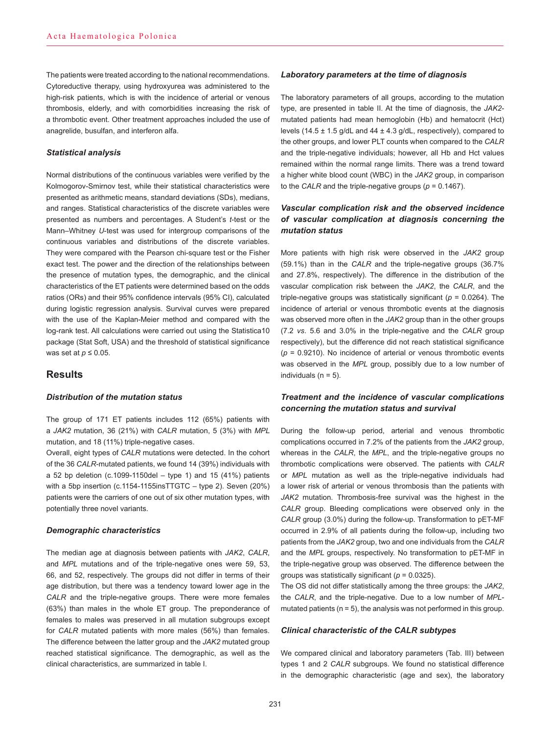The patients were treated according to the national recommendations. Cytoreductive therapy, using hydroxyurea was administered to the high-risk patients, which is with the incidence of arterial or venous thrombosis, elderly, and with comorbidities increasing the risk of a thrombotic event. Other treatment approaches included the use of anagrelide, busulfan, and interferon alfa.

### *Statistical analysis*

Normal distributions of the continuous variables were verified by the Kolmogorov-Smirnov test, while their statistical characteristics were presented as arithmetic means, standard deviations (SDs), medians, and ranges. Statistical characteristics of the discrete variables were presented as numbers and percentages. A Student's *t*-test or the Mann–Whitney *U*-test was used for intergroup comparisons of the continuous variables and distributions of the discrete variables. They were compared with the Pearson chi-square test or the Fisher exact test. The power and the direction of the relationships between the presence of mutation types, the demographic, and the clinical characteristics of the ET patients were determined based on the odds ratios (ORs) and their 95% confidence intervals (95% CI), calculated during logistic regression analysis. Survival curves were prepared with the use of the Kaplan-Meier method and compared with the log-rank test. All calculations were carried out using the Statistica10 package (Stat Soft, USA) and the threshold of statistical significance was set at $p \leq 0.05$.

## Results

### *Distribution of the mutation status*

The group of 171 ET patients includes 112 (65%) patients with a *JAK2* mutation, 36 (21%) with *CALR* mutation, 5 (3%) with *MPL* mutation, and 18 (11%) triple-negative cases.

Overall, eight types of *CALR* mutations were detected. In the cohort of the 36 *CALR*-mutated patients, we found 14 (39%) individuals with a 52 bp deletion (c.1099-1150del – type 1) and 15 (41%) patients with a 5bp insertion (c.1154-1155insTTGTC – type 2). Seven (20%) patients were the carriers of one out of six other mutation types, with potentially three novel variants.

### *Demographic characteristics*

The median age at diagnosis between patients with *JAK2*, *CALR*, and *MPL* mutations and of the triple-negative ones were 59, 53, 66, and 52, respectively. The groups did not differ in terms of their age distribution, but there was a tendency toward lower age in the *CALR* and the triple-negative groups. There were more females (63%) than males in the whole ET group. The preponderance of females to males was preserved in all mutation subgroups except for *CALR* mutated patients with more males (56%) than females. The difference between the latter group and the *JAK2* mutated group reached statistical significance. The demographic, as well as the clinical characteristics, are summarized in table I.

### *Laboratory parameters at the time of diagnosis*

The laboratory parameters of all groups, according to the mutation type, are presented in table II. At the time of diagnosis, the *JAK2*-mutated patients had mean hemoglobin (Hb) and hematocrit (Hct) levels (14.5 ± 1.5 g/dL and 44 ± 4.3 g/dL, respectively), compared to the other groups, and lower PLT counts when compared to the *CALR* and the triple-negative individuals; however, all Hb and Hct values remained within the normal range limits. There was a trend toward a higher white blood count (WBC) in the *JAK2* group, in comparison to the *CALR* and the triple-negative groups ($p = 0.1467$).

### *Vascular complication risk and the observed incidence of vascular complication at diagnosis concerning the mutation status*

More patients with high risk were observed in the *JAK2* group (59.1%) than in the *CALR* and the triple-negative groups (36.7% and 27.8%, respectively). The difference in the distribution of the vascular complication risk between the *JAK2*, the *CALR*, and the triple-negative groups was statistically significant ($p = 0.0264$). The incidence of arterial or venous thrombotic events at the diagnosis was observed more often in the *JAK2* group than in the other groups (7.2 *vs*. 5.6 and 3.0% in the triple-negative and the *CALR* group respectively), but the difference did not reach statistical significance ($p = 0.9210$). No incidence of arterial or venous thrombotic events was observed in the *MPL* group, possibly due to a low number of individuals (n = 5).

### *Treatment and the incidence of vascular complications concerning the mutation status and survival*

During the follow-up period, arterial and venous thrombotic complications occurred in 7.2% of the patients from the *JAK2* group, whereas in the *CALR*, the *MPL*, and the triple-negative groups no thrombotic complications were observed. The patients with *CALR* or *MPL* mutation as well as the triple-negative individuals had a lower risk of arterial or venous thrombosis than the patients with *JAK2* mutation. Thrombosis-free survival was the highest in the *CALR* group. Bleeding complications were observed only in the *CALR* group (3.0%) during the follow-up. Transformation to pET-MF occurred in 2.9% of all patients during the follow-up, including two patients from the *JAK2* group, two and one individuals from the *CALR* and the *MPL* groups, respectively. No transformation to pET-MF in the triple-negative group was observed. The difference between the groups was statistically significant ($p = 0.0325$).

The OS did not differ statistically among the three groups: the *JAK2*, the *CALR*, and the triple-negative. Due to a low number of *MPL*-mutated patients (n = 5), the analysis was not performed in this group.

### *Clinical characteristic of the CALR subtypes*

We compared clinical and laboratory parameters (Tab. III) between types 1 and 2 *CALR* subgroups. We found no statistical difference in the demographic characteristic (age and sex), the laboratory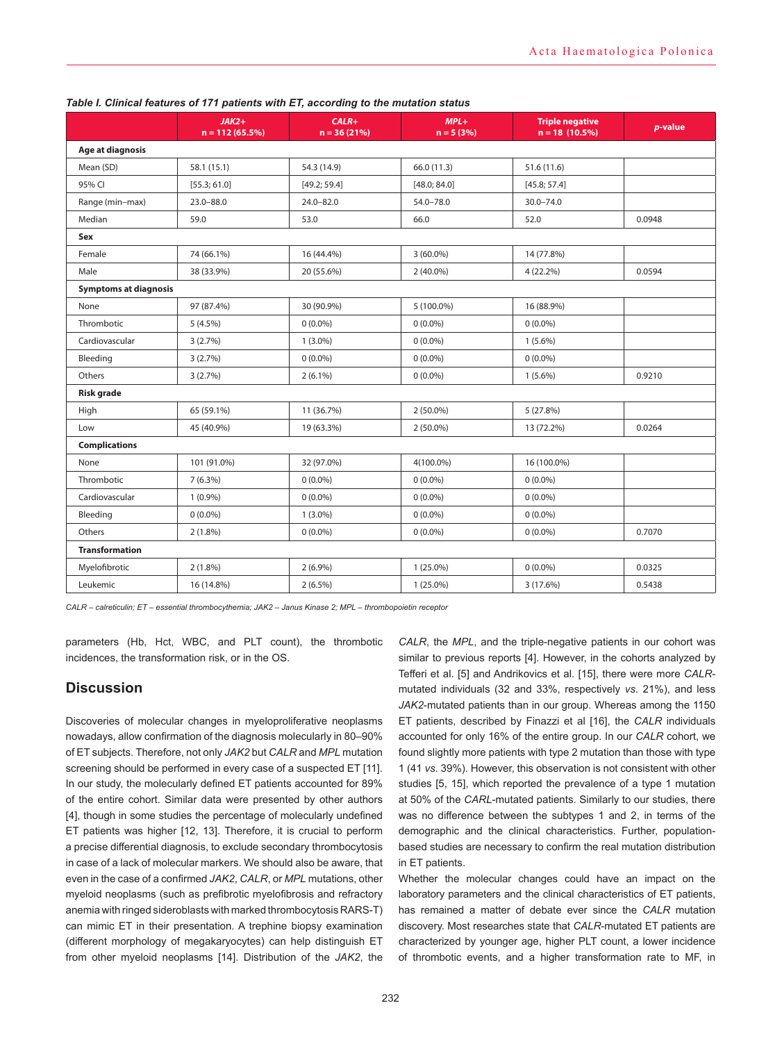*Table I. Clinical features of 171 patients with ET, according to the mutation status*

| | *JAK2*+ n = 112 (65.5%) | *CALR*+ n = 36 (21%) | *MPL*+ n = 5 (3%) | Triple negative n = 18 (10.5%) | *p*-value |
|---|---|---|---|---|---|
| **Age at diagnosis** | | | | | |
| Mean (SD) | 58.1 (15.1) | 54.3 (14.9) | 66.0 (11.3) | 51.6 (11.6) | |
| 95% CI | [55.3; 61.0] | [49.2; 59.4] | [48.0; 84.0] | [45.8; 57.4] | |
| Range (min–max) | 23.0–88.0 | 24.0–82.0 | 54.0–78.0 | 30.0–74.0 | |
| Median | 59.0 | 53.0 | 66.0 | 52.0 | 0.0948 |
| **Sex** | | | | | |
| Female | 74 (66.1%) | 16 (44.4%) | 3 (60.0%) | 14 (77.8%) | |
| Male | 38 (33.9%) | 20 (55.6%) | 2 (40.0%) | 4 (22.2%) | 0.0594 |
| **Symptoms at diagnosis** | | | | | |
| None | 97 (87.4%) | 30 (90.9%) | 5 (100.0%) | 16 (88.9%) | |
| Thrombotic | 5 (4.5%) | 0 (0.0%) | 0 (0.0%) | 0 (0.0%) | |
| Cardiovascular | 3 (2.7%) | 1 (3.0%) | 0 (0.0%) | 1 (5.6%) | |
| Bleeding | 3 (2.7%) | 0 (0.0%) | 0 (0.0%) | 0 (0.0%) | |
| Others | 3 (2.7%) | 2 (6.1%) | 0 (0.0%) | 1 (5.6%) | 0.9210 |
| **Risk grade** | | | | | |
| High | 65 (59.1%) | 11 (36.7%) | 2 (50.0%) | 5 (27.8%) | |
| Low | 45 (40.9%) | 19 (63.3%) | 2 (50.0%) | 13 (72.2%) | 0.0264 |
| **Complications** | | | | | |
| None | 101 (91.0%) | 32 (97.0%) | 4(100.0%) | 16 (100.0%) | |
| Thrombotic | 7 (6.3%) | 0 (0.0%) | 0 (0.0%) | 0 (0.0%) | |
| Cardiovascular | 1 (0.9%) | 0 (0.0%) | 0 (0.0%) | 0 (0.0%) | |
| Bleeding | 0 (0.0%) | 1 (3.0%) | 0 (0.0%) | 0 (0.0%) | |
| Others | 2 (1.8%) | 0 (0.0%) | 0 (0.0%) | 0 (0.0%) | 0.7070 |
| **Transformation** | | | | | |
| Myelofibrotic | 2 (1.8%) | 2 (6.9%) | 1 (25.0%) | 0 (0.0%) | 0.0325 |
| Leukemic | 16 (14.8%) | 2 (6.5%) | 1 (25.0%) | 3 (17.6%) | 0.5438 |

*CALR – calreticulin; ET – essential thrombocythemia; JAK2 – Janus Kinase 2; MPL – thrombopoietin receptor*

parameters (Hb, Hct, WBC, and PLT count), the thrombotic incidences, the transformation risk, or in the OS.

## Discussion

Discoveries of molecular changes in myeloproliferative neoplasms nowadays, allow confirmation of the diagnosis molecularly in 80–90% of ET subjects. Therefore, not only *JAK2* but *CALR* and *MPL* mutation screening should be performed in every case of a suspected ET [11]. In our study, the molecularly defined ET patients accounted for 89% of the entire cohort. Similar data were presented by other authors [4], though in some studies the percentage of molecularly undefined ET patients was higher [12, 13]. Therefore, it is crucial to perform a precise differential diagnosis, to exclude secondary thrombocytosis in case of a lack of molecular markers. We should also be aware, that even in the case of a confirmed *JAK2*, *CALR*, or *MPL* mutations, other myeloid neoplasms (such as prefibrotic myelofibrosis and refractory anemia with ringed sideroblasts with marked thrombocytosis RARS-T) can mimic ET in their presentation. A trephine biopsy examination (different morphology of megakaryocytes) can help distinguish ET from other myeloid neoplasms [14]. Distribution of the *JAK2*, the *CALR*, the *MPL*, and the triple-negative patients in our cohort was similar to previous reports [4]. However, in the cohorts analyzed by Tefferi et al. [5] and Andrikovics et al. [15], there were more *CALR*-mutated individuals (32 and 33%, respectively *vs.* 21%), and less *JAK2*-mutated patients than in our group. Whereas among the 1150 ET patients, described by Finazzi et al [16], the *CALR* individuals accounted for only 16% of the entire group. In our *CALR* cohort, we found slightly more patients with type 2 mutation than those with type 1 (41 *vs.* 39%). However, this observation is not consistent with other studies [5, 15], which reported the prevalence of a type 1 mutation at 50% of the *CARL*-mutated patients. Similarly to our studies, there was no difference between the subtypes 1 and 2, in terms of the demographic and the clinical characteristics. Further, population-based studies are necessary to confirm the real mutation distribution in ET patients.

Whether the molecular changes could have an impact on the laboratory parameters and the clinical characteristics of ET patients, has remained a matter of debate ever since the *CALR* mutation discovery. Most researches state that *CALR*-mutated ET patients are characterized by younger age, higher PLT count, a lower incidence of thrombotic events, and a higher transformation rate to MF, in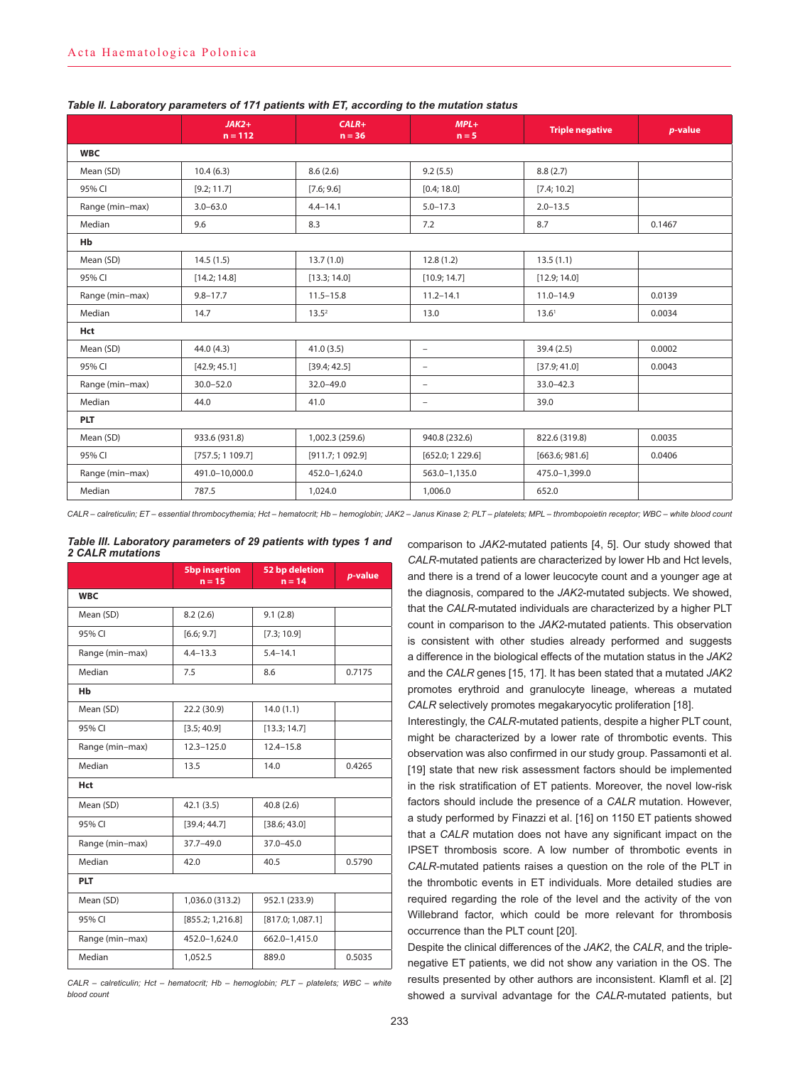**Table II. Laboratory parameters of 171 patients with ET, according to the mutation status**

| | *JAK2*+ n = 112 | *CALR*+ n = 36 | *MPL*+ n = 5 | Triple negative | *p*-value |
|---|---|---|---|---|---|
| **WBC** | | | | | |
| Mean (SD) | 10.4 (6.3) | 8.6 (2.6) | 9.2 (5.5) | 8.8 (2.7) | |
| 95% CI | [9.2; 11.7] | [7.6; 9.6] | [0.4; 18.0] | [7.4; 10.2] | |
| Range (min–max) | 3.0–63.0 | 4.4–14.1 | 5.0–17.3 | 2.0–13.5 | |
| Median | 9.6 | 8.3 | 7.2 | 8.7 | 0.1467 |
| **Hb** | | | | | |
| Mean (SD) | 14.5 (1.5) | 13.7 (1.0) | 12.8 (1.2) | 13.5 (1.1) | |
| 95% CI | [14.2; 14.8] | [13.3; 14.0] | [10.9; 14.7] | [12.9; 14.0] | |
| Range (min–max) | 9.8–17.7 | 11.5–15.8 | 11.2–14.1 | 11.0–14.9 | 0.0139 |
| Median | 14.7 | 13.5[2] | 13.0 | 13.6[1] | 0.0034 |
| **Hct** | | | | | |
| Mean (SD) | 44.0 (4.3) | 41.0 (3.5) | – | 39.4 (2.5) | 0.0002 |
| 95% CI | [42.9; 45.1] | [39.4; 42.5] | – | [37.9; 41.0] | 0.0043 |
| Range (min–max) | 30.0–52.0 | 32.0–49.0 | – | 33.0–42.3 | |
| Median | 44.0 | 41.0 | – | 39.0 | |
| **PLT** | | | | | |
| Mean (SD) | 933.6 (931.8) | 1,002.3 (259.6) | 940.8 (232.6) | 822.6 (319.8) | 0.0035 |
| 95% CI | [757.5; 1 109.7] | [911.7; 1 092.9] | [652.0; 1 229.6] | [663.6; 981.6] | 0.0406 |
| Range (min–max) | 491.0–10,000.0 | 452.0–1,624.0 | 563.0–1,135.0 | 475.0–1,399.0 | |
| Median | 787.5 | 1,024.0 | 1,006.0 | 652.0 | |

*CALR – calreticulin; ET – essential thrombocythemia; Hct – hematocrit; Hb – hemoglobin; JAK2 – Janus Kinase 2; PLT – platelets; MPL – thrombopoietin receptor; WBC – white blood count*

**Table III. Laboratory parameters of 29 patients with types 1 and 2 *CALR* mutations**

| | 5bp insertion n = 15 | 52 bp deletion n = 14 | *p*-value |
|---|---|---|---|
| **WBC** | | | |
| Mean (SD) | 8.2 (2.6) | 9.1 (2.8) | |
| 95% CI | [6.6; 9.7] | [7.3; 10.9] | |
| Range (min–max) | 4.4–13.3 | 5.4–14.1 | |
| Median | 7.5 | 8.6 | 0.7175 |
| **Hb** | | | |
| Mean (SD) | 22.2 (30.9) | 14.0 (1.1) | |
| 95% CI | [3.5; 40.9] | [13.3; 14.7] | |
| Range (min–max) | 12.3–125.0 | 12.4–15.8 | |
| Median | 13.5 | 14.0 | 0.4265 |
| **Hct** | | | |
| Mean (SD) | 42.1 (3.5) | 40.8 (2.6) | |
| 95% CI | [39.4; 44.7] | [38.6; 43.0] | |
| Range (min–max) | 37.7–49.0 | 37.0–45.0 | |
| Median | 42.0 | 40.5 | 0.5790 |
| **PLT** | | | |
| Mean (SD) | 1,036.0 (313.2) | 952.1 (233.9) | |
| 95% CI | [855.2; 1,216.8] | [817.0; 1,087.1] | |
| Range (min–max) | 452.0–1,624.0 | 662.0–1,415.0 | |
| Median | 1,052.5 | 889.0 | 0.5035 |

*CALR – calreticulin; Hct – hematocrit; Hb – hemoglobin; PLT – platelets; WBC – white blood count*

comparison to *JAK2*-mutated patients [4, 5]. Our study showed that *CALR*-mutated patients are characterized by lower Hb and Hct levels, and there is a trend of a lower leucocyte count and a younger age at the diagnosis, compared to the *JAK2*-mutated subjects. We showed, that the *CALR*-mutated individuals are characterized by a higher PLT count in comparison to the *JAK2*-mutated patients. This observation is consistent with other studies already performed and suggests a difference in the biological effects of the mutation status in the *JAK2* and the *CALR* genes [15, 17]. It has been stated that a mutated *JAK2* promotes erythroid and granulocyte lineage, whereas a mutated *CALR* selectively promotes megakaryocytic proliferation [18].

Interestingly, the *CALR*-mutated patients, despite a higher PLT count, might be characterized by a lower rate of thrombotic events. This observation was also confirmed in our study group. Passamonti et al. [19] state that new risk assessment factors should be implemented in the risk stratification of ET patients. Moreover, the novel low-risk factors should include the presence of a *CALR* mutation. However, a study performed by Finazzi et al. [16] on 1150 ET patients showed that a *CALR* mutation does not have any significant impact on the IPSET thrombosis score. A low number of thrombotic events in *CALR*-mutated patients raises a question on the role of the PLT in the thrombotic events in ET individuals. More detailed studies are required regarding the role of the level and the activity of the von Willebrand factor, which could be more relevant for thrombosis occurrence than the PLT count [20].

Despite the clinical differences of the *JAK2*, the *CALR*, and the triple-negative ET patients, we did not show any variation in the OS. The results presented by other authors are inconsistent. Klamfl et al. [2] showed a survival advantage for the *CALR*-mutated patients, but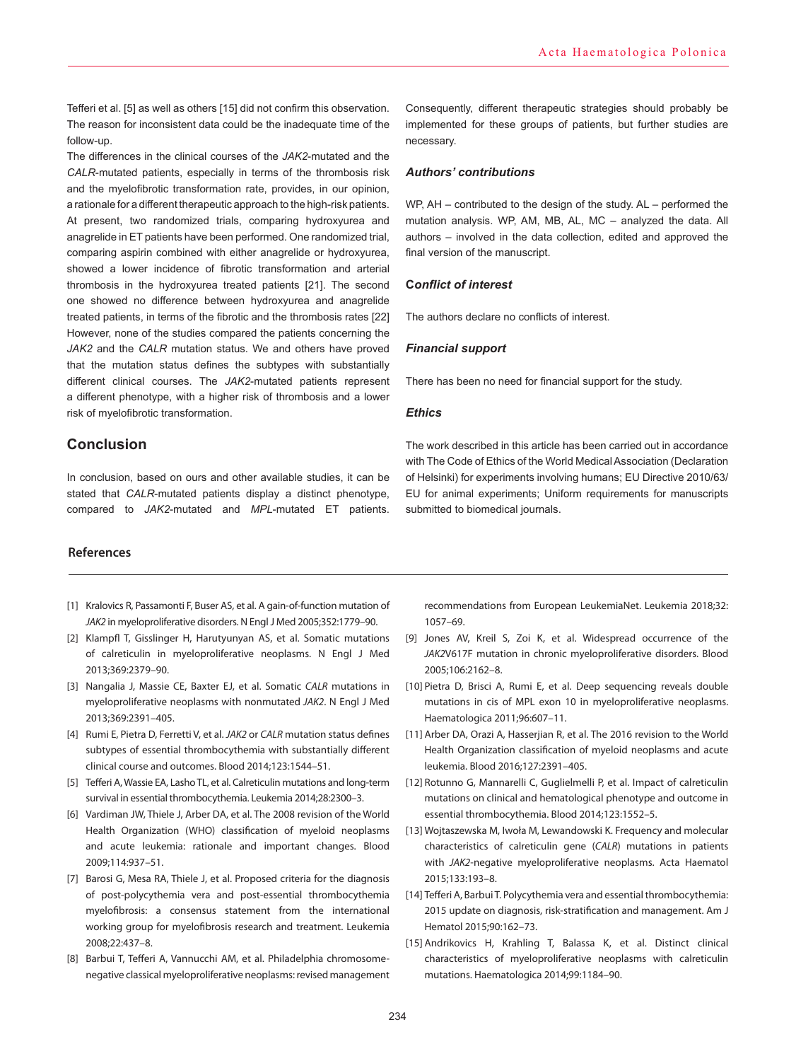Tefferi et al. [5] as well as others [15] did not confirm this observation. The reason for inconsistent data could be the inadequate time of the follow-up.

The differences in the clinical courses of the *JAK2*-mutated and the *CALR*-mutated patients, especially in terms of the thrombosis risk and the myelofibrotic transformation rate, provides, in our opinion, a rationale for a different therapeutic approach to the high-risk patients. At present, two randomized trials, comparing hydroxyurea and anagrelide in ET patients have been performed. One randomized trial, comparing aspirin combined with either anagrelide or hydroxyurea, showed a lower incidence of fibrotic transformation and arterial thrombosis in the hydroxyurea treated patients [21]. The second one showed no difference between hydroxyurea and anagrelide treated patients, in terms of the fibrotic and the thrombosis rates [22] However, none of the studies compared the patients concerning the *JAK2* and the *CALR* mutation status. We and others have proved that the mutation status defines the subtypes with substantially different clinical courses. The *JAK2*-mutated patients represent a different phenotype, with a higher risk of thrombosis and a lower risk of myelofibrotic transformation.

## Conclusion

In conclusion, based on ours and other available studies, it can be stated that *CALR*-mutated patients display a distinct phenotype, compared to *JAK2*-mutated and *MPL*-mutated ET patients. Consequently, different therapeutic strategies should probably be implemented for these groups of patients, but further studies are necessary.

### *Authors' contributions*

WP, AH – contributed to the design of the study. AL – performed the mutation analysis. WP, AM, MB, AL, MC – analyzed the data. All authors – involved in the data collection, edited and approved the final version of the manuscript.

### *Conflict of interest*

The authors declare no conflicts of interest.

### *Financial support*

There has been no need for financial support for the study.

### *Ethics*

The work described in this article has been carried out in accordance with The Code of Ethics of the World Medical Association (Declaration of Helsinki) for experiments involving humans; EU Directive 2010/63/EU for animal experiments; Uniform requirements for manuscripts submitted to biomedical journals.

## References

[1] Kralovics R, Passamonti F, Buser AS, et al. A gain-of-function mutation of *JAK2* in myeloproliferative disorders. N Engl J Med 2005;352:1779–90.

[2] Klampfl T, Gisslinger H, Harutyunyan AS, et al. Somatic mutations of calreticulin in myeloproliferative neoplasms. N Engl J Med 2013;369:2379–90.

[3] Nangalia J, Massie CE, Baxter EJ, et al. Somatic *CALR* mutations in myeloproliferative neoplasms with nonmutated *JAK2*. N Engl J Med 2013;369:2391–405.

[4] Rumi E, Pietra D, Ferretti V, et al. *JAK2* or *CALR* mutation status defines subtypes of essential thrombocythemia with substantially different clinical course and outcomes. Blood 2014;123:1544–51.

[5] Tefferi A, Wassie EA, Lasho TL, et al. Calreticulin mutations and long-term survival in essential thrombocythemia. Leukemia 2014;28:2300–3.

[6] Vardiman JW, Thiele J, Arber DA, et al. The 2008 revision of the World Health Organization (WHO) classification of myeloid neoplasms and acute leukemia: rationale and important changes. Blood 2009;114:937–51.

[7] Barosi G, Mesa RA, Thiele J, et al. Proposed criteria for the diagnosis of post-polycythemia vera and post-essential thrombocythemia myelofibrosis: a consensus statement from the international working group for myelofibrosis research and treatment. Leukemia 2008;22:437–8.

[8] Barbui T, Tefferi A, Vannucchi AM, et al. Philadelphia chromosome-negative classical myeloproliferative neoplasms: revised management recommendations from European LeukemiaNet. Leukemia 2018;32: 1057–69.

[9] Jones AV, Kreil S, Zoi K, et al. Widespread occurrence of the *JAK2*V617F mutation in chronic myeloproliferative disorders. Blood 2005;106:2162–8.

[10] Pietra D, Brisci A, Rumi E, et al. Deep sequencing reveals double mutations in cis of MPL exon 10 in myeloproliferative neoplasms. Haematologica 2011;96:607–11.

[11] Arber DA, Orazi A, Hasserjian R, et al. The 2016 revision to the World Health Organization classification of myeloid neoplasms and acute leukemia. Blood 2016;127:2391–405.

[12] Rotunno G, Mannarelli C, Guglielmelli P, et al. Impact of calreticulin mutations on clinical and hematological phenotype and outcome in essential thrombocythemia. Blood 2014;123:1552–5.

[13] Wojtaszewska M, Iwoła M, Lewandowski K. Frequency and molecular characteristics of calreticulin gene (*CALR*) mutations in patients with *JAK2*-negative myeloproliferative neoplasms. Acta Haematol 2015;133:193–8.

[14] Tefferi A, Barbui T. Polycythemia vera and essential thrombocythemia: 2015 update on diagnosis, risk-stratification and management. Am J Hematol 2015;90:162–73.

[15] Andrikovics H, Krahling T, Balassa K, et al. Distinct clinical characteristics of myeloproliferative neoplasms with calreticulin mutations. Haematologica 2014;99:1184–90.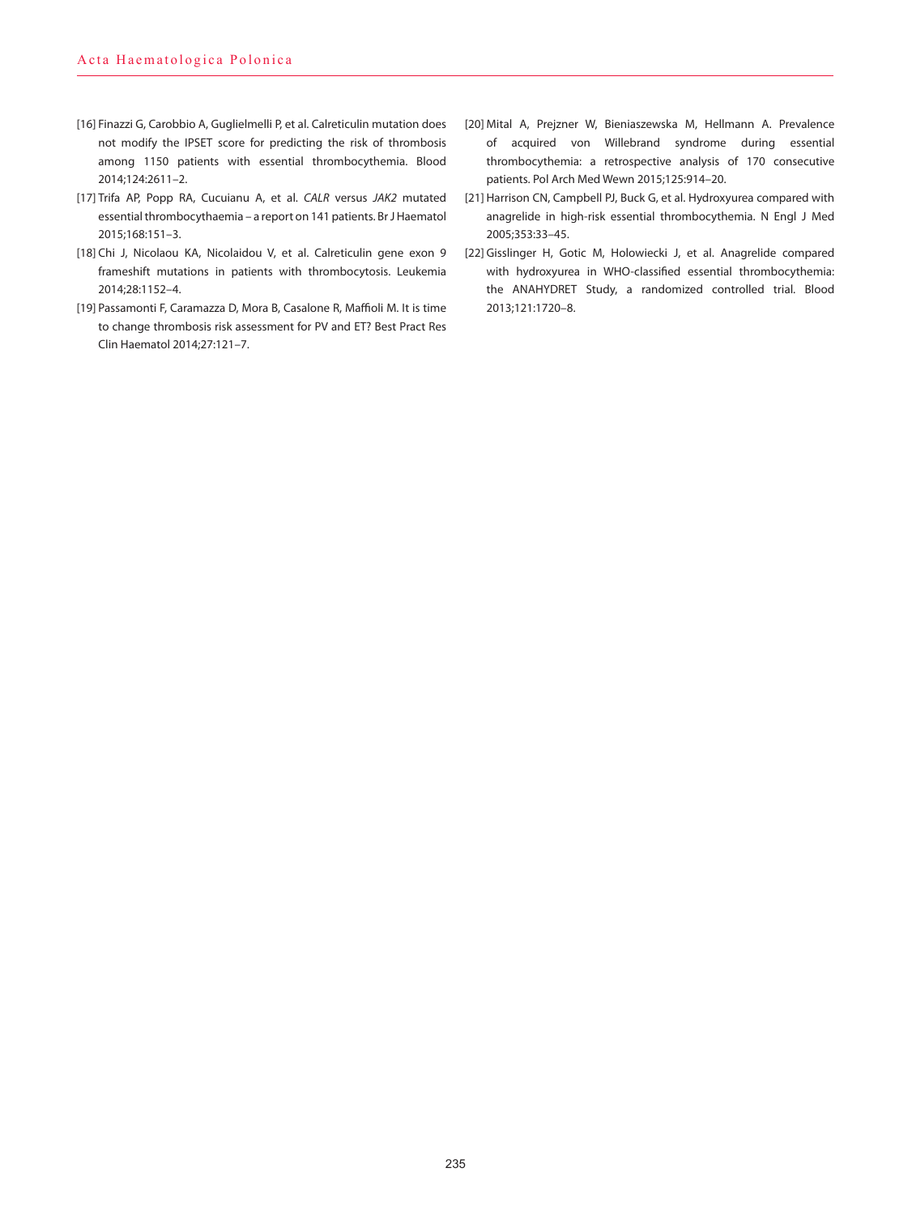[16] Finazzi G, Carobbio A, Guglielmelli P, et al. Calreticulin mutation does not modify the IPSET score for predicting the risk of thrombosis among 1150 patients with essential thrombocythemia. Blood 2014;124:2611–2.

[17] Trifa AP, Popp RA, Cucuianu A, et al. *CALR* versus *JAK2* mutated essential thrombocythaemia – a report on 141 patients. Br J Haematol 2015;168:151–3.

[18] Chi J, Nicolaou KA, Nicolaidou V, et al. Calreticulin gene exon 9 frameshift mutations in patients with thrombocytosis. Leukemia 2014;28:1152–4.

[19] Passamonti F, Caramazza D, Mora B, Casalone R, Maffioli M. It is time to change thrombosis risk assessment for PV and ET? Best Pract Res Clin Haematol 2014;27:121–7.

[20] Mital A, Prejzner W, Bieniaszewska M, Hellmann A. Prevalence of acquired von Willebrand syndrome during essential thrombocythemia: a retrospective analysis of 170 consecutive patients. Pol Arch Med Wewn 2015;125:914–20.

[21] Harrison CN, Campbell PJ, Buck G, et al. Hydroxyurea compared with anagrelide in high-risk essential thrombocythemia. N Engl J Med 2005;353:33–45.

[22] Gisslinger H, Gotic M, Holowiecki J, et al. Anagrelide compared with hydroxyurea in WHO-classified essential thrombocythemia: the ANAHYDRET Study, a randomized controlled trial. Blood 2013;121:1720–8.